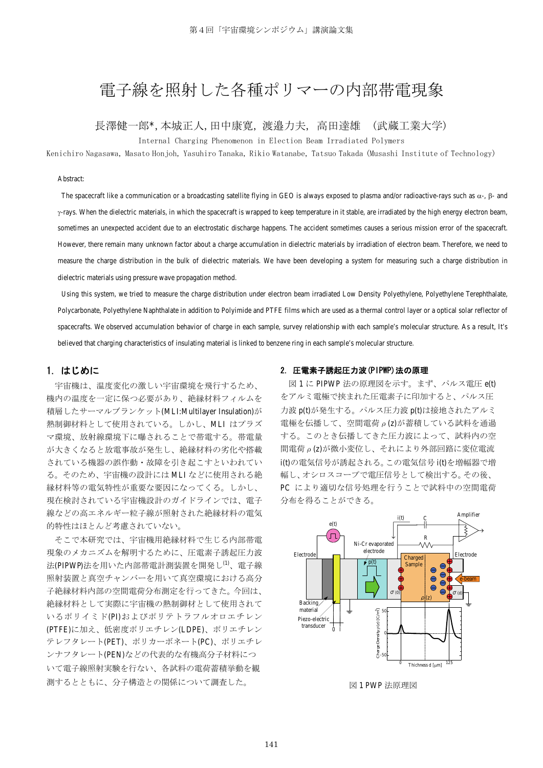# 電子線を照射した各種ポリマーの内部帯電現象

長澤健一郎*, 本城正人, 田中康寛, 渡邉力夫, 高田達雄 (武蔵工業大学)

Internal Charging Phenomenon in Election Beam Irradiated Polymers

Kenichiro Nagasawa, Masato Honjoh, Yasuhiro Tanaka, Rikio Watanabe, Tatsuo Takada (Musashi Institute of Technology)

Abstract:

The spacecraft like a communication or a broadcasting satellite flying in GEO is always exposed to plasma and/or radioactive-rays such as α-, β- and γ-rays. When the dielectric materials, in which the spacecraft is wrapped to keep temperature in it stable, are irradiated by the high energy electron beam, sometimes an unexpected accident due to an electrostatic discharge happens. The accident sometimes causes a serious mission error of the spacecraft. However, there remain many unknown factor about a charge accumulation in dielectric materials by irradiation of electron beam. Therefore, we need to measure the charge distribution in the bulk of dielectric materials. We have been developing a system for measuring such a charge distribution in dielectric materials using pressure wave propagation method.

Using this system, we tried to measure the charge distribution under electron beam irradiated Low Density Polyethylene, Polyethylene Terephthalate, Polycarbonate, Polyethylene Naphthalate in addition to Polyimide and PTFE films which are used as a thermal control layer or a optical solar reflector of spacecrafts. We observed accumulation behavior of charge in each sample, survey relationship with each sample's molecular structure. As a result, It's believed that charging characteristics of insulating material is linked to benzene ring in each sample's molecular structure.

## 1. はじめに

宇宙機は、温度変化の激しい宇宙環境を飛行するため、機内の温度を一定に保つ必要があり、絶縁材料フィルムを積層したサーマルブランケット(MLI:Multilayer Insulation)が熱制御材料として使用されている。しかし、MLI はプラズマ環境、放射線環境下に曝されることで帯電する。帯電量が大きくなると放電事故が発生し、絶縁材料の劣化や搭載されている機器の誤作動・故障を引き起こすといわれている。そのため、宇宙機の設計には MLI などに使用される絶縁材料等の電気特性が重要な要因になってくる。しかし、現在検討されている宇宙機設計のガイドラインでは、電子線などの高エネルギー粒子線が照射された絶縁材料の電気的特性はほとんど考慮されていない。

そこで本研究では、宇宙機用絶縁材料で生じる内部帯電現象のメカニズムを解明するために、圧電素子誘起圧力波法(PIPWP)法を用いた内部帯電計測装置を開発し[1]、電子線照射装置と真空チャンバーを用いて真空環境における高分子絶縁材料内部の空間電荷分布測定を行ってきた。今回は、絶縁材料として実際に宇宙機の熱制御材として使用されているポリイミド(PI)およびポリテトラフルオロエチレン(PTFE)に加え、低密度ポリエチレン(LDPE)、ポリエチレンテレフタレート(PET)、ポリカーボネート(PC)、ポリエチレンナフタレート(PEN)などの代表的な有機高分子材料について電子線照射実験を行ない、各試料の電荷蓄積挙動を観測するとともに、分子構造との関係について調査した。

## 2. 圧電素子誘起圧力波(PIPWP)法の原理

図 1 に PIPWP 法の原理図を示す。まず、パルス電圧 $e(t)$ をアルミ電極で挟まれた圧電素子に印加すると、パルス圧力波 $p(t)$ が発生する。パルス圧力波 $p(t)$ は接地されたアルミ電極を伝播して、空間電荷 $\rho(z)$ が蓄積している試料を通過する。このとき伝播してきた圧力波によって、試料内の空間電荷 $\rho(z)$ が微小変位し、それにより外部回路に変位電流 $i(t)$ の電気信号が誘起される。この電気信号 $i(t)$ を増幅器で増幅し、オシロスコープで電圧信号として検出する。その後、PC により適切な信号処理を行うことで試料中の空間電荷分布を得ることができる。

図 1 PWP 法原理図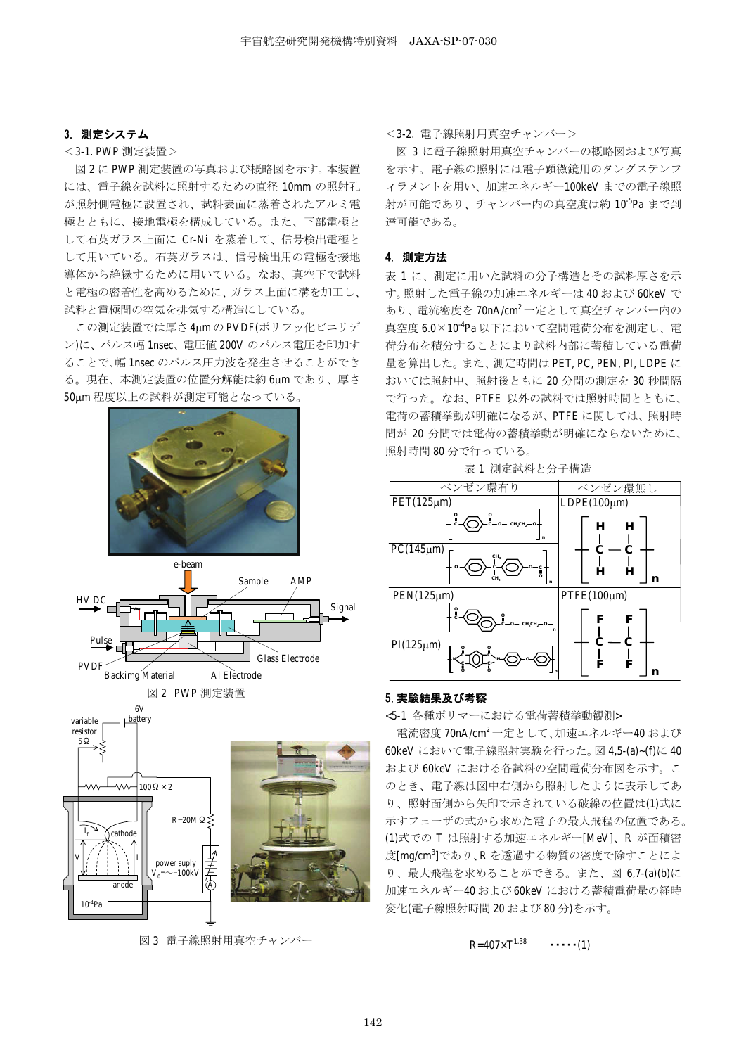### 3. 測定システム

<3-1. PWP 測定装置>

図 2 に PWP 測定装置の写真および概略図を示す。本装置には、電子線を試料に照射するための直径 10mm の照射孔が照射側電極に設置され、試料表面に蒸着されたアルミ電極とともに、接地電極を構成している。また、下部電極として石英ガラス上面に Cr-Ni を蒸着して、信号検出電極として用いている。石英ガラスは、信号検出用の電極を接地導体から絶縁するために用いている。なお、真空下で試料と電極の密着性を高めるために、ガラス上面に溝を加工し、試料と電極間の空気を排気する構造にしている。

この測定装置では厚さ 4μm の PVDF(ポリフッ化ビニリデン)に、パルス幅 1nsec、電圧値 200V のパルス電圧を印加することで、幅 1nsec のパルス圧力波を発生させることができる。現在、本測定装置の位置分解能は約 6μm であり、厚さ 50μm 程度以上の試料が測定可能となっている。

図 2 PWP 測定装置

図 3 電子線照射用真空チャンバー

<3-2. 電子線照射用真空チャンバー>

図 3 に電子線照射用真空チャンバーの概略図および写真を示す。電子線の照射には電子顕微鏡用のタングステンフィラメントを用い、加速エネルギー100keV までの電子線照射が可能であり、チャンバー内の真空度は約 $10^{-5}$Pa まで到達可能である。

### 4. 測定方法

表 1 に、測定に用いた試料の分子構造とその試料厚さを示す。照射した電子線の加速エネルギーは 40 および 60keV であり、電流密度を 70nA/cm$^2$ 一定として真空チャンバー内の真空度 $6.0\times10^{-4}$Pa 以下において空間電荷分布を測定し、電荷分布を積分することにより試料内部に蓄積している電荷量を算出した。また、測定時間は PET, PC, PEN, PI, LDPE においては照射中、照射後ともに 20 分間の測定を 30 秒間隔で行った。なお、PTFE 以外の試料では照射時間とともに、電荷の蓄積挙動が明確になるが、PTFE に関しては、照射時間が 20 分間では電荷の蓄積挙動が明確にならないために、照射時間 80 分で行っている。

表 1 測定試料と分子構造

| ベンゼン環有り | ベンゼン環無し |
|---|---|
| PET(125μm) | LDPE(100μm) |
| PC(145μm) | |
| PEN(125μm) | PTFE(100μm) |
| PI(125μm) | |

### 5. 実験結果及び考察

<5-1 各種ポリマーにおける電荷蓄積挙動観測>

電流密度 70nA/cm$^2$ 一定として、加速エネルギー40 および 60keV において電子線照射実験を行った。図 4,5-(a)~(f)に 40 および 60keV における各試料の空間電荷分布図を示す。このとき、電子線は図中右側から照射したように表示してあり、照射面側から矢印で示されている破線の位置は(1)式に示すフェーザの式から求めた電子の最大飛程の位置である。(1)式での T は照射する加速エネルギー[MeV]、R が面積密度[mg/cm$^3$]であり、R を透過する物質の密度で除すことにより、最大飛程を求めることができる。また、図 6,7-(a)(b)に加速エネルギー40 および 60keV における蓄積電荷量の経時変化(電子線照射時間 20 および 80 分)を示す。

$$R=407\times T^{1.38} \quad \cdots\cdots(1)$$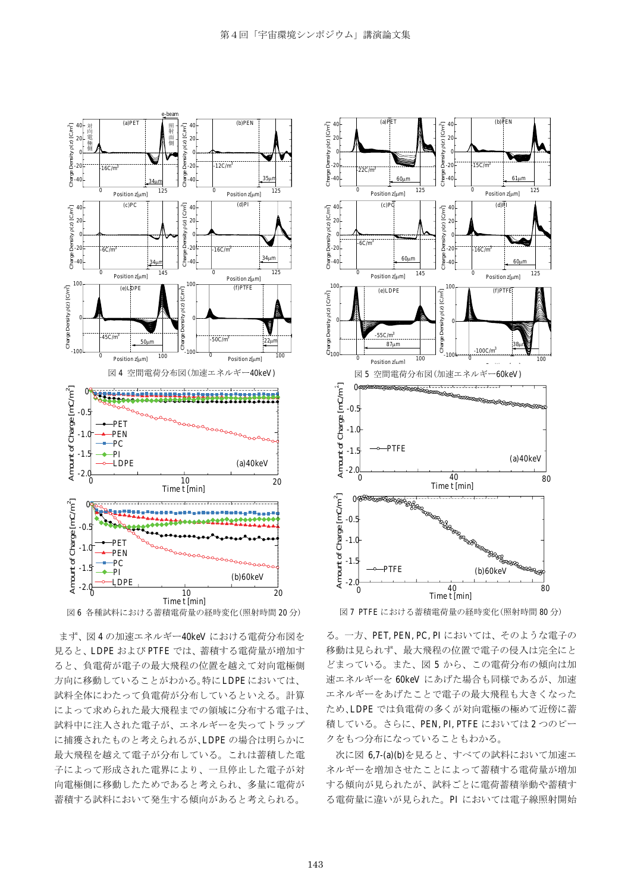図 4 空間電荷分布図（加速エネルギー40keV）

図 5 空間電荷分布図（加速エネルギー60keV）

図 6 各種試料における蓄積電荷量の経時変化（照射時間 20 分）

図 7 PTFE における蓄積電荷量の経時変化（照射時間 80 分）

まず、図 4 の加速エネルギー40keV における電荷分布図を見ると、LDPE および PTFE では、蓄積する電荷量が増加すると、負電荷が電子の最大飛程の位置を越えて対向電極側方向に移動していることがわかる。特に LDPE においては、試料全体にわたって負電荷が分布しているといえる。計算によって求められた最大飛程までの領域に分布する電子は、試料中に注入された電子が、エネルギーを失ってトラップに捕獲されたものと考えられるが、LDPE の場合は明らかに最大飛程を越えて電子が分布している。これは蓄積した電子によって形成された電界により、一旦停止した電子が対向電極側に移動したためであると考えられ、多量に電荷が蓄積する試料において発生する傾向があると考えられる。一方、PET, PEN, PC, PI においては、そのような電子の移動は見られず、最大飛程の位置で電子の侵入は完全にとどまっている。また、図 5 から、この電荷分布の傾向は加速エネルギーを 60keV にあげた場合も同様であるが、加速エネルギーをあげたことで電子の最大飛程も大きくなったため、LDPE では負電荷の多くが対向電極の極めて近傍に蓄積している。さらに、PEN, PI, PTFE においては 2 つのピークをもつ分布になっていることもわかる。

次に図 6,7-(a)(b)を見ると、すべての試料において加速エネルギーを増加させたことによって蓄積する電荷量が増加する傾向が見られたが、試料ごとに電荷蓄積挙動や蓄積する電荷量に違いが見られた。PI においては電子線照射開始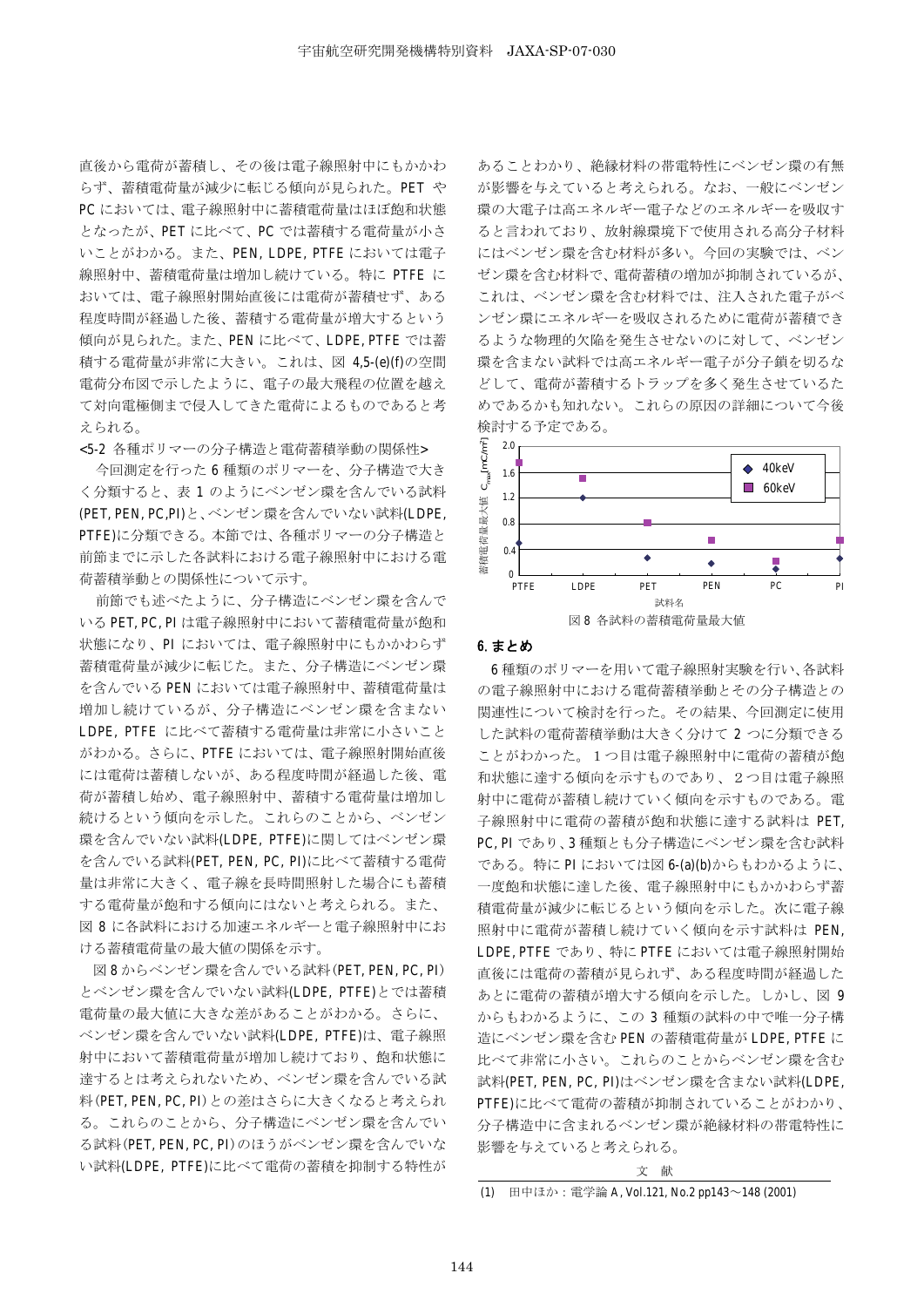直後から電荷が蓄積し、その後は電子線照射中にもかかわらず、蓄積電荷量が減少に転じる傾向が見られた。PET や PC においては、電子線照射中に蓄積電荷量はほぼ飽和状態となったが、PET に比べて、PC では蓄積する電荷量が小さいことがわかる。また、PEN, LDPE, PTFE においては電子線照射中、蓄積電荷量は増加し続けている。特に PTFE においては、電子線照射開始直後には電荷が蓄積せず、ある程度時間が経過した後、蓄積する電荷量が増大するという傾向が見られた。また、PEN に比べて、LDPE, PTFE では蓄積する電荷量が非常に大きい。これは、図 4,5-(e)(f)の空間電荷分布図で示したように、電子の最大飛程の位置を越えて対向電極側まで侵入してきた電荷によるものであると考えられる。

<5-2 各種ポリマーの分子構造と電荷蓄積挙動の関係性>

今回測定を行った 6 種類のポリマーを、分子構造で大きく分類すると、表 1 のようにベンゼン環を含んでいる試料(PET, PEN, PC,PI)と、ベンゼン環を含んでいない試料(LDPE, PTFE)に分類できる。本節では、各種ポリマーの分子構造と前節までに示した各試料における電子線照射中における電荷蓄積挙動との関係性について示す。

前節でも述べたように、分子構造にベンゼン環を含んでいる PET, PC, PI は電子線照射中において蓄積電荷量が飽和状態になり、PI においては、電子線照射中にもかかわらず蓄積電荷量が減少に転じた。また、分子構造にベンゼン環を含んでいる PEN においては電子線照射中、蓄積電荷量は増加し続けているが、分子構造にベンゼン環を含まない LDPE, PTFE に比べて蓄積する電荷量は非常に小さいことがわかる。さらに、PTFE においては、電子線照射開始直後には電荷は蓄積しないが、ある程度時間が経過した後、電荷が蓄積し始め、電子線照射中、蓄積する電荷量は増加し続けるという傾向を示した。これらのことから、ベンゼン環を含んでいない試料(LDPE, PTFE)に関してはベンゼン環を含んでいる試料(PET, PEN, PC, PI)に比べて蓄積する電荷量は非常に大きく、電子線を長時間照射した場合にも蓄積する電荷量が飽和する傾向にはないと考えられる。また、図 8 に各試料における加速エネルギーと電子線照射中における蓄積電荷量の最大値の関係を示す。

図 8 からベンゼン環を含んでいる試料(PET, PEN, PC, PI)とベンゼン環を含んでいない試料(LDPE, PTFE)とでは蓄積電荷量の最大値に大きな差があることがわかる。さらに、ベンゼン環を含んでいない試料(LDPE, PTFE)は、電子線照射中において蓄積電荷量が増加し続けており、飽和状態に達するとは考えられないため、ベンゼン環を含んでいる試料(PET, PEN, PC, PI)との差はさらに大きくなると考えられる。これらのことから、分子構造にベンゼン環を含んでいる試料(PET, PEN, PC, PI)のほうがベンゼン環を含んでいない試料(LDPE, PTFE)に比べて電荷の蓄積を抑制する特性があることわかり、絶縁材料の帯電特性にベンゼン環の有無が影響を与えていると考えられる。なお、一般にベンゼン環の大電子は高エネルギー電子などのエネルギーを吸収すると言われており、放射線環境下で使用される高分子材料にはベンゼン環を含む材料が多い。今回の実験では、ベンゼン環を含む材料で、電荷蓄積の増加が抑制されているが、これは、ベンゼン環を含む材料では、注入された電子がベンゼン環にエネルギーを吸収されるために電荷が蓄積できるような物理的欠陥を発生させないのに対して、ベンゼン環を含まない試料では高エネルギー電子が分子鎖を切るなどして、電荷が蓄積するトラップを多く発生させているためであるかも知れない。これらの原因の詳細について今後検討する予定である。

蓄積電荷量最大値 $C_{max}$ [mC/m²]

2.0
1.6
1.2
0.8
0.4
0

40keV
60keV

PTFE LDPE PET PEN PC PI

試料名

図 8 各試料の蓄積電荷量最大値

## 6. まとめ

6 種類のポリマーを用いて電子線照射実験を行い、各試料の電子線照射中における電荷蓄積挙動とその分子構造との関連性について検討を行った。その結果、今回測定に使用した試料の電荷蓄積挙動は大きく分けて 2 つに分類できることがわかった。１つ目は電子線照射中に電荷の蓄積が飽和状態に達する傾向を示すものであり、２つ目は電子線照射中に電荷が蓄積し続けていく傾向を示すものである。電子線照射中に電荷の蓄積が飽和状態に達する試料は PET, PC, PI であり、3 種類とも分子構造にベンゼン環を含む試料である。特に PI においては図 6-(a)(b)からもわかるように、一度飽和状態に達した後、電子線照射中にもかかわらず蓄積電荷量が減少に転じるという傾向を示した。次に電子線照射中に電荷が蓄積し続けていく傾向を示す試料は PEN, LDPE, PTFE であり、特に PTFE においては電子線照射開始直後には電荷の蓄積が見られず、ある程度時間が経過したあとに電荷の蓄積が増大する傾向を示した。しかし、図 9 からもわかるように、この 3 種類の試料の中で唯一分子構造にベンゼン環を含む PEN の蓄積電荷量が LDPE, PTFE に比べて非常に小さい。これらのことからベンゼン環を含む試料(PET, PEN, PC, PI)はベンゼン環を含まない試料(LDPE, PTFE)に比べて電荷の蓄積が抑制されていることがわかり、分子構造中に含まれるベンゼン環が絶縁材料の帯電特性に影響を与えていると考えられる。

文　献

(1) 田中ほか：電学論 A, Vol.121, No.2 pp143～148 (2001)